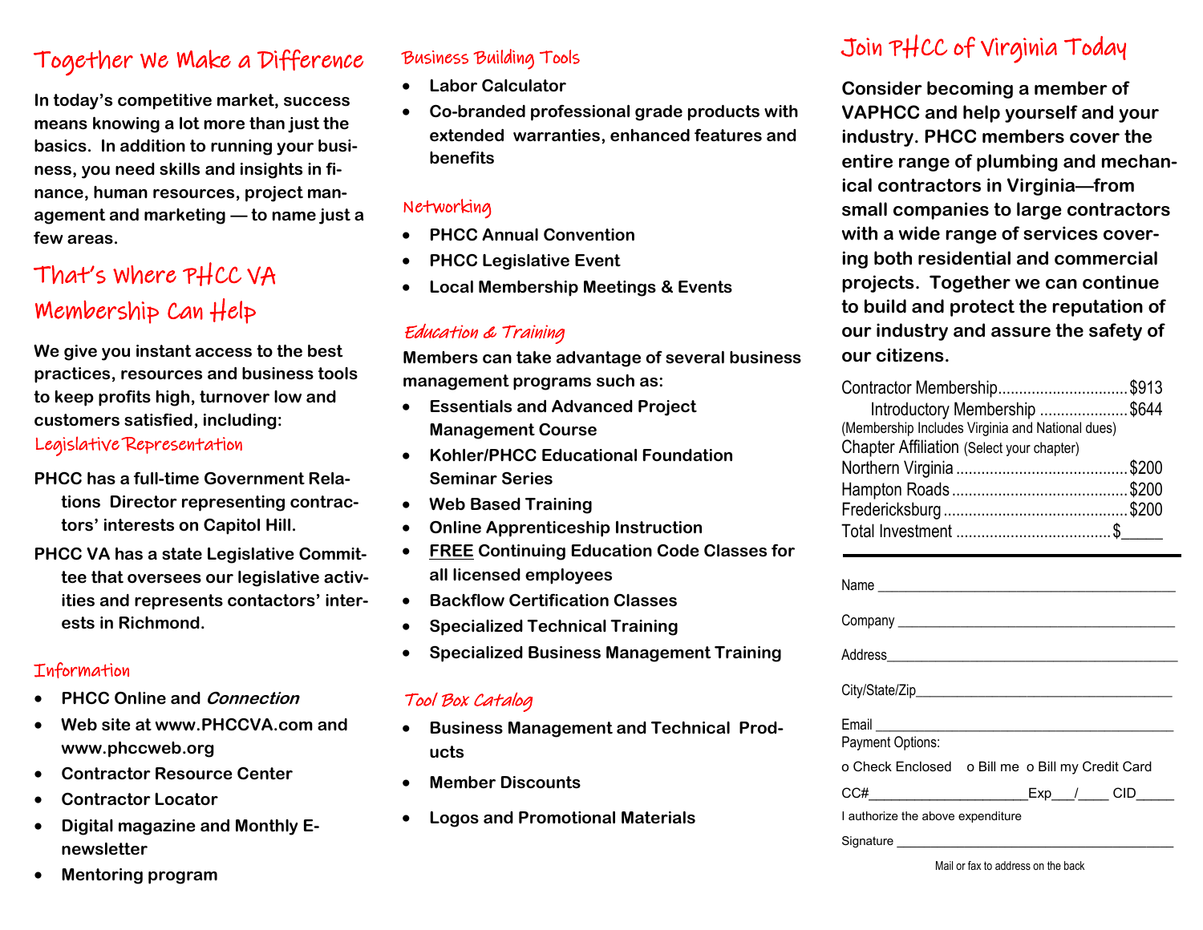# Together We Make a Difference

**In today's competitive market, success means knowing a lot more than just the basics. In addition to running your business, you need skills and insights in finance, human resources, project management and marketing — to name just a few areas.**

# That's Where PHCC VA Membership Can Help

**We give you instant access to the best practices, resources and business tools to keep profits high, turnover low and customers satisfied, including:**

## Legislative Representation

**PHCC has a full-time Government Relations Director representing contractors' interests on Capitol Hill.**

**PHCC VA has a state Legislative Committee that oversees our legislative activities and represents contactors' interests in Richmond.**

## Information

- **PHCC Online and *Connection***
- **Web site at www.PHCCVA.com and www.phccweb.org**
- **Contractor Resource Center**
- **Contractor Locator**
- **Digital magazine and Monthly E-newsletter**
- **Mentoring program**

## Business Building Tools

- **Labor Calculator**
- **Co-branded professional grade products with extended warranties, enhanced features and benefits**

## Networking

- **PHCC Annual Convention**
- **PHCC Legislative Event**
- **Local Membership Meetings & Events**

## Education & Training

**Members can take advantage of several business management programs such as:**

- **Essentials and Advanced Project Management Course**
- **Kohler/PHCC Educational Foundation Seminar Series**
- **Web Based Training**
- **Online Apprenticeship Instruction**
- **FREE Continuing Education Code Classes for all licensed employees**
- **Backflow Certification Classes**
- **Specialized Technical Training**
- **Specialized Business Management Training**

## Tool Box Catalog

- **Business Management and Technical Products**
- **Member Discounts**
- **Logos and Promotional Materials**

# Join PHCC of Virginia Today

**Consider becoming a member of VAPHCC and help yourself and your industry. PHCC members cover the entire range of plumbing and mechanical contractors in Virginia—from small companies to large contractors with a wide range of services covering both residential and commercial projects. Together we can continue to build and protect the reputation of our industry and assure the safety of our citizens.**

Contractor Membership ............................... $913

Introductory Membership ..................... $644

(Membership Includes Virginia and National dues)

Chapter Affiliation (Select your chapter)

Northern Virginia ......................................... $200

Hampton Roads .......................................... $200

Fredericksburg ............................................ $200

Total Investment ..................................... $_____

---

Name ___________________________________________

Company ________________________________________

Address__________________________________________

City/State/Zip_____________________________________

Email ___________________________________________

Payment Options:

o Check Enclosed o Bill me o Bill my Credit Card

CC#_____________________Exp___/____ CID_____

I authorize the above expenditure

Signature ________________________________________

Mail or fax to address on the back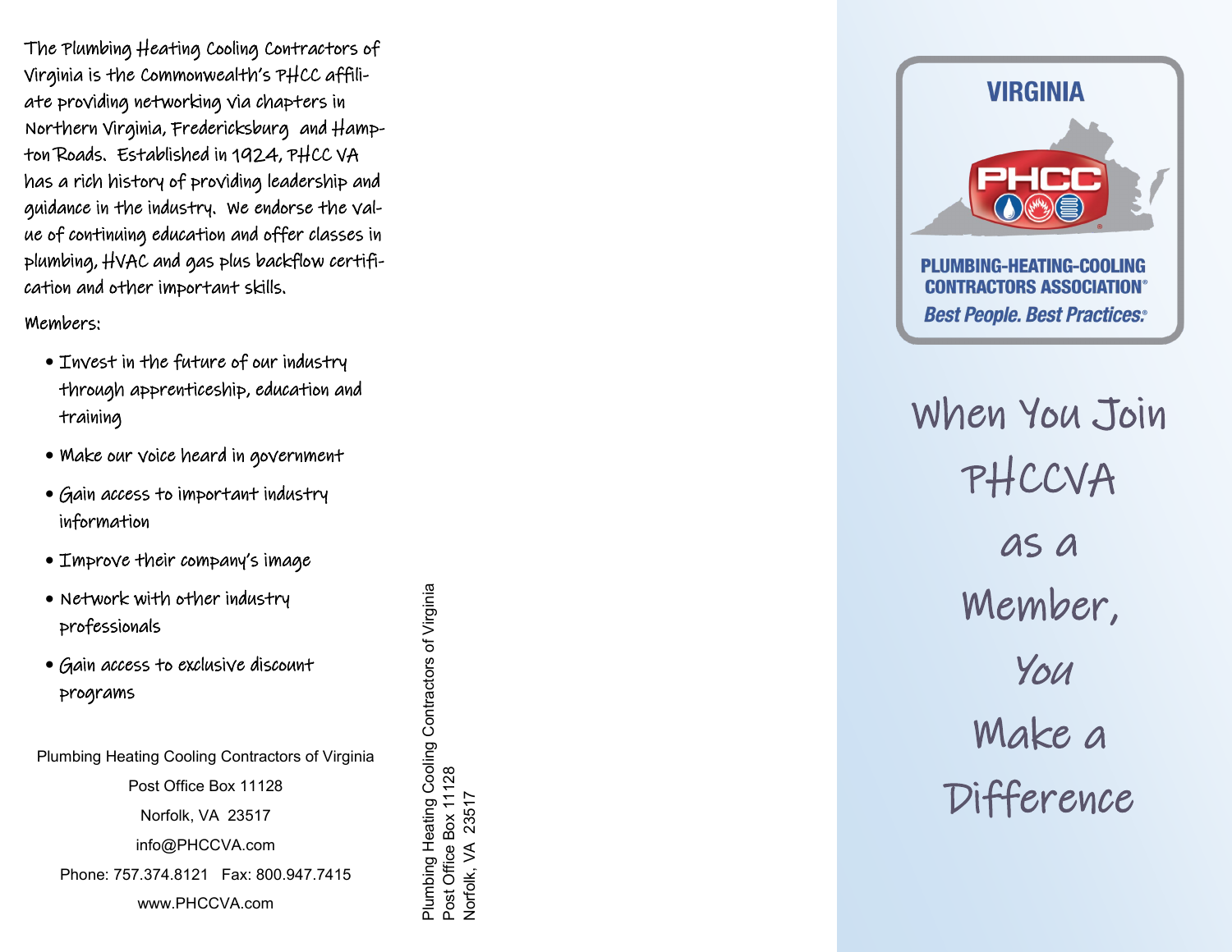The Plumbing Heating Cooling Contractors of Virginia is the Commonwealth's PHCC affiliate providing networking via chapters in Northern Virginia, Fredericksburg and Hampton Roads. Established in 1924, PHCC VA has a rich history of providing leadership and guidance in the industry. We endorse the value of continuing education and offer classes in plumbing, HVAC and gas plus backflow certification and other important skills.

Members:

- Invest in the future of our industry through apprenticeship, education and training
- Make our voice heard in government
- Gain access to important industry information
- Improve their company's image
- Network with other industry professionals
- Gain access to exclusive discount programs

Plumbing Heating Cooling Contractors of Virginia
Post Office Box 11128
Norfolk, VA 23517
info@PHCCVA.com
Phone: 757.374.8121 Fax: 800.947.7415
www.PHCCVA.com

Plumbing Heating Cooling Contractors of Virginia
Post Office Box 11128
Norfolk, VA 23517

VIRGINIA

PHCC

PLUMBING-HEATING-COOLING CONTRACTORS ASSOCIATION®

*Best People. Best Practices.®*

# When You Join PHCCVA as a Member, You Make a Difference